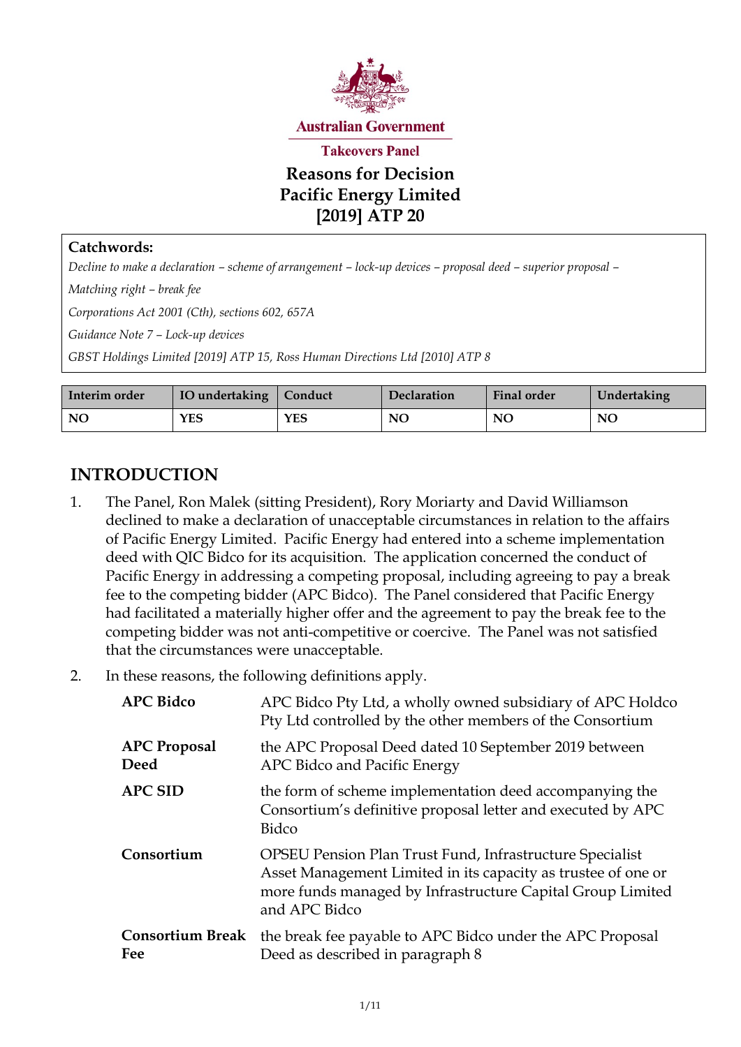Australian Government

Takeovers Panel

# Reasons for Decision
# Pacific Energy Limited
# [2019] ATP 20

**Catchwords:**

*Decline to make a declaration – scheme of arrangement – lock-up devices – proposal deed – superior proposal – Matching right – break fee*

*Corporations Act 2001 (Cth), sections 602, 657A*

*Guidance Note 7 – Lock-up devices*

*GBST Holdings Limited [2019] ATP 15, Ross Human Directions Ltd [2010] ATP 8*

| Interim order | IO undertaking | Conduct | Declaration | Final order | Undertaking |
|---|---|---|---|---|---|
| NO | YES | YES | NO | NO | NO |

## INTRODUCTION

1. The Panel, Ron Malek (sitting President), Rory Moriarty and David Williamson declined to make a declaration of unacceptable circumstances in relation to the affairs of Pacific Energy Limited. Pacific Energy had entered into a scheme implementation deed with QIC Bidco for its acquisition. The application concerned the conduct of Pacific Energy in addressing a competing proposal, including agreeing to pay a break fee to the competing bidder (APC Bidco). The Panel considered that Pacific Energy had facilitated a materially higher offer and the agreement to pay the break fee to the competing bidder was not anti-competitive or coercive. The Panel was not satisfied that the circumstances were unacceptable.

2. In these reasons, the following definitions apply.

| | |
|---|---|
| **APC Bidco** | APC Bidco Pty Ltd, a wholly owned subsidiary of APC Holdco Pty Ltd controlled by the other members of the Consortium |
| **APC Proposal Deed** | the APC Proposal Deed dated 10 September 2019 between APC Bidco and Pacific Energy |
| **APC SID** | the form of scheme implementation deed accompanying the Consortium's definitive proposal letter and executed by APC Bidco |
| **Consortium** | OPSEU Pension Plan Trust Fund, Infrastructure Specialist Asset Management Limited in its capacity as trustee of one or more funds managed by Infrastructure Capital Group Limited and APC Bidco |
| **Consortium Break Fee** | the break fee payable to APC Bidco under the APC Proposal Deed as described in paragraph 8 |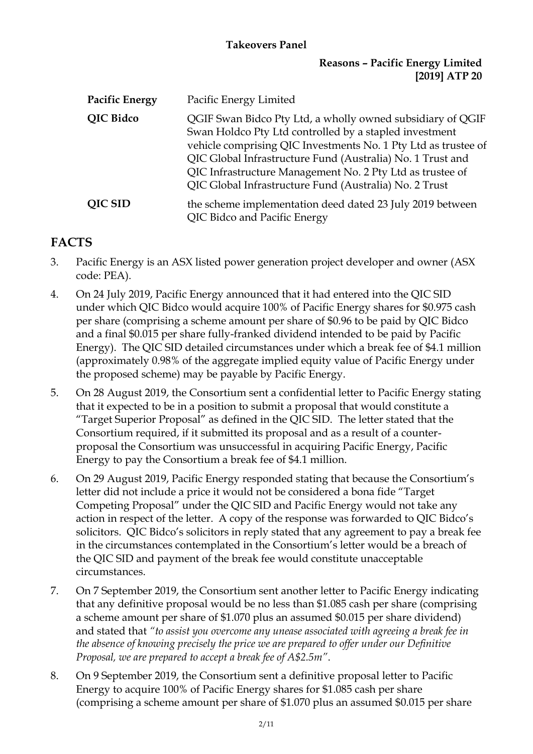| | |
|---|---|
| **Pacific Energy** | Pacific Energy Limited |
| **QIC Bidco** | QGIF Swan Bidco Pty Ltd, a wholly owned subsidiary of QGIF Swan Holdco Pty Ltd controlled by a stapled investment vehicle comprising QIC Investments No. 1 Pty Ltd as trustee of QIC Global Infrastructure Fund (Australia) No. 1 Trust and QIC Infrastructure Management No. 2 Pty Ltd as trustee of QIC Global Infrastructure Fund (Australia) No. 2 Trust |
| **QIC SID** | the scheme implementation deed dated 23 July 2019 between QIC Bidco and Pacific Energy |

## FACTS

3. Pacific Energy is an ASX listed power generation project developer and owner (ASX code: PEA).

4. On 24 July 2019, Pacific Energy announced that it had entered into the QIC SID under which QIC Bidco would acquire 100% of Pacific Energy shares for $0.975 cash per share (comprising a scheme amount per share of $0.96 to be paid by QIC Bidco and a final $0.015 per share fully-franked dividend intended to be paid by Pacific Energy). The QIC SID detailed circumstances under which a break fee of $4.1 million (approximately 0.98% of the aggregate implied equity value of Pacific Energy under the proposed scheme) may be payable by Pacific Energy.

5. On 28 August 2019, the Consortium sent a confidential letter to Pacific Energy stating that it expected to be in a position to submit a proposal that would constitute a "Target Superior Proposal" as defined in the QIC SID. The letter stated that the Consortium required, if it submitted its proposal and as a result of a counter-proposal the Consortium was unsuccessful in acquiring Pacific Energy, Pacific Energy to pay the Consortium a break fee of $4.1 million.

6. On 29 August 2019, Pacific Energy responded stating that because the Consortium's letter did not include a price it would not be considered a bona fide "Target Competing Proposal" under the QIC SID and Pacific Energy would not take any action in respect of the letter. A copy of the response was forwarded to QIC Bidco's solicitors. QIC Bidco's solicitors in reply stated that any agreement to pay a break fee in the circumstances contemplated in the Consortium's letter would be a breach of the QIC SID and payment of the break fee would constitute unacceptable circumstances.

7. On 7 September 2019, the Consortium sent another letter to Pacific Energy indicating that any definitive proposal would be no less than $1.085 cash per share (comprising a scheme amount per share of $1.070 plus an assumed $0.015 per share dividend) and stated that *"to assist you overcome any unease associated with agreeing a break fee in the absence of knowing precisely the price we are prepared to offer under our Definitive Proposal, we are prepared to accept a break fee of A$2.5m"*.

8. On 9 September 2019, the Consortium sent a definitive proposal letter to Pacific Energy to acquire 100% of Pacific Energy shares for $1.085 cash per share (comprising a scheme amount per share of $1.070 plus an assumed $0.015 per share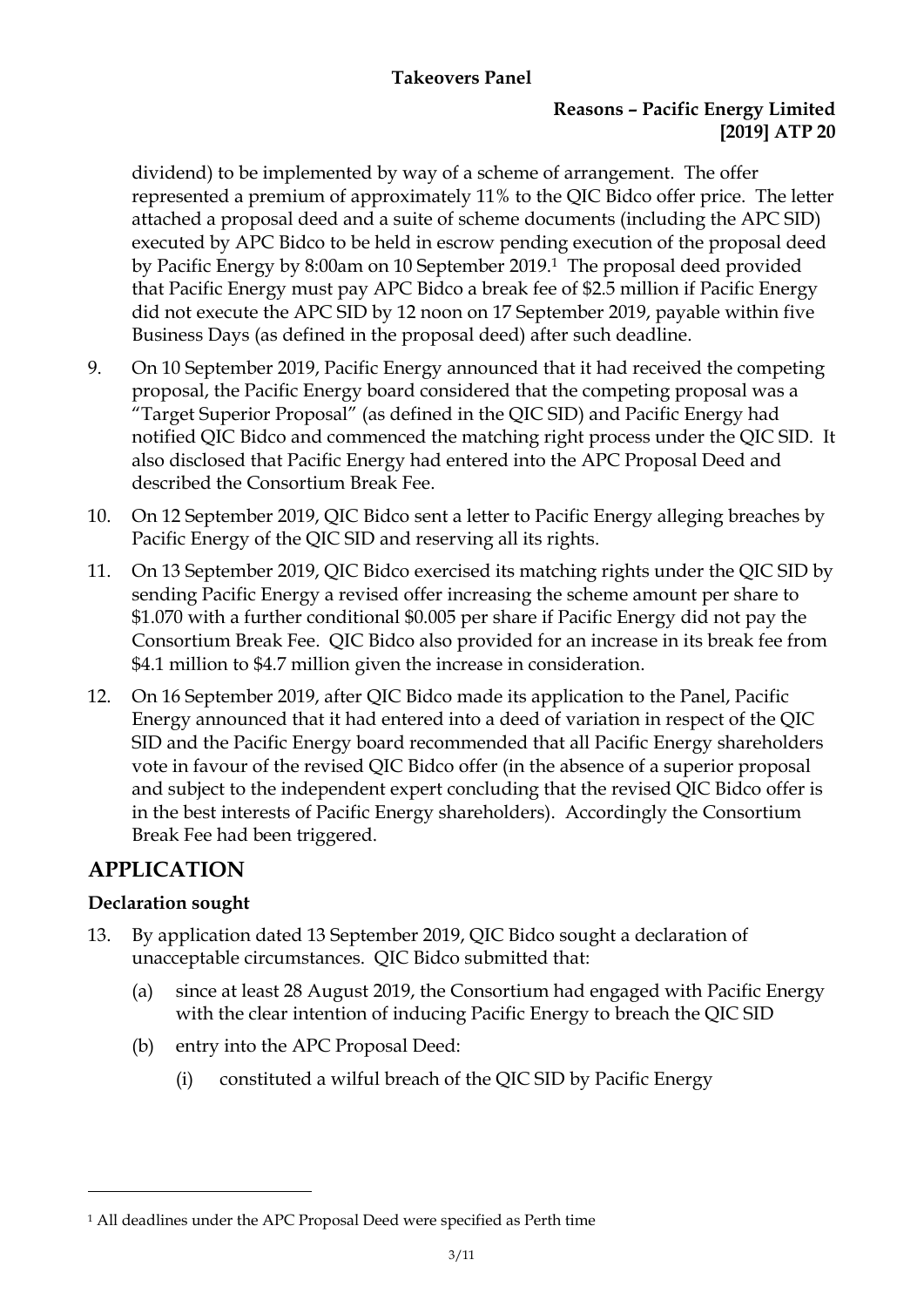dividend) to be implemented by way of a scheme of arrangement. The offer represented a premium of approximately 11% to the QIC Bidco offer price. The letter attached a proposal deed and a suite of scheme documents (including the APC SID) executed by APC Bidco to be held in escrow pending execution of the proposal deed by Pacific Energy by 8:00am on 10 September 2019.[1] The proposal deed provided that Pacific Energy must pay APC Bidco a break fee of $2.5 million if Pacific Energy did not execute the APC SID by 12 noon on 17 September 2019, payable within five Business Days (as defined in the proposal deed) after such deadline.

9. On 10 September 2019, Pacific Energy announced that it had received the competing proposal, the Pacific Energy board considered that the competing proposal was a "Target Superior Proposal" (as defined in the QIC SID) and Pacific Energy had notified QIC Bidco and commenced the matching right process under the QIC SID. It also disclosed that Pacific Energy had entered into the APC Proposal Deed and described the Consortium Break Fee.

10. On 12 September 2019, QIC Bidco sent a letter to Pacific Energy alleging breaches by Pacific Energy of the QIC SID and reserving all its rights.

11. On 13 September 2019, QIC Bidco exercised its matching rights under the QIC SID by sending Pacific Energy a revised offer increasing the scheme amount per share to $1.070 with a further conditional $0.005 per share if Pacific Energy did not pay the Consortium Break Fee. QIC Bidco also provided for an increase in its break fee from $4.1 million to $4.7 million given the increase in consideration.

12. On 16 September 2019, after QIC Bidco made its application to the Panel, Pacific Energy announced that it had entered into a deed of variation in respect of the QIC SID and the Pacific Energy board recommended that all Pacific Energy shareholders vote in favour of the revised QIC Bidco offer (in the absence of a superior proposal and subject to the independent expert concluding that the revised QIC Bidco offer is in the best interests of Pacific Energy shareholders). Accordingly the Consortium Break Fee had been triggered.

## APPLICATION

### Declaration sought

13. By application dated 13 September 2019, QIC Bidco sought a declaration of unacceptable circumstances. QIC Bidco submitted that:

    (a) since at least 28 August 2019, the Consortium had engaged with Pacific Energy with the clear intention of inducing Pacific Energy to breach the QIC SID

    (b) entry into the APC Proposal Deed:

        (i) constituted a wilful breach of the QIC SID by Pacific Energy

---

[1] All deadlines under the APC Proposal Deed were specified as Perth time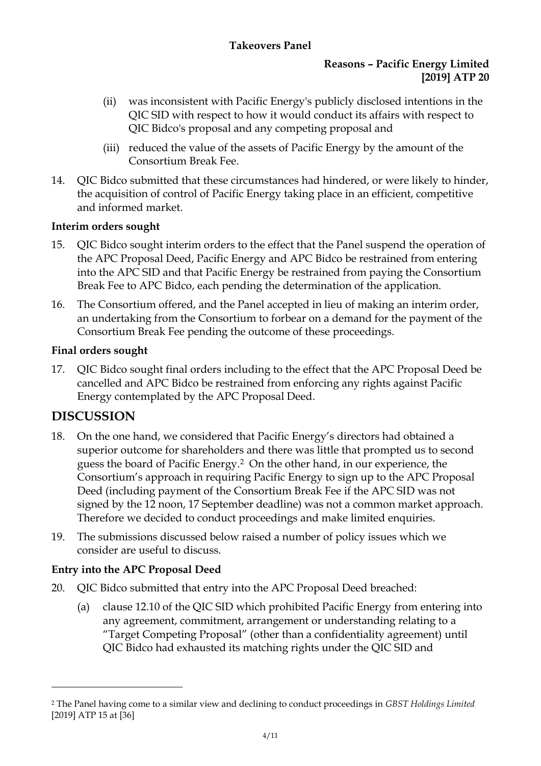(ii) was inconsistent with Pacific Energy's publicly disclosed intentions in the QIC SID with respect to how it would conduct its affairs with respect to QIC Bidco's proposal and any competing proposal and

(iii) reduced the value of the assets of Pacific Energy by the amount of the Consortium Break Fee.

14. QIC Bidco submitted that these circumstances had hindered, or were likely to hinder, the acquisition of control of Pacific Energy taking place in an efficient, competitive and informed market.

### Interim orders sought

15. QIC Bidco sought interim orders to the effect that the Panel suspend the operation of the APC Proposal Deed, Pacific Energy and APC Bidco be restrained from entering into the APC SID and that Pacific Energy be restrained from paying the Consortium Break Fee to APC Bidco, each pending the determination of the application.

16. The Consortium offered, and the Panel accepted in lieu of making an interim order, an undertaking from the Consortium to forbear on a demand for the payment of the Consortium Break Fee pending the outcome of these proceedings.

### Final orders sought

17. QIC Bidco sought final orders including to the effect that the APC Proposal Deed be cancelled and APC Bidco be restrained from enforcing any rights against Pacific Energy contemplated by the APC Proposal Deed.

## DISCUSSION

18. On the one hand, we considered that Pacific Energy's directors had obtained a superior outcome for shareholders and there was little that prompted us to second guess the board of Pacific Energy.[2] On the other hand, in our experience, the Consortium's approach in requiring Pacific Energy to sign up to the APC Proposal Deed (including payment of the Consortium Break Fee if the APC SID was not signed by the 12 noon, 17 September deadline) was not a common market approach. Therefore we decided to conduct proceedings and make limited enquiries.

19. The submissions discussed below raised a number of policy issues which we consider are useful to discuss.

### Entry into the APC Proposal Deed

20. QIC Bidco submitted that entry into the APC Proposal Deed breached:

(a) clause 12.10 of the QIC SID which prohibited Pacific Energy from entering into any agreement, commitment, arrangement or understanding relating to a "Target Competing Proposal" (other than a confidentiality agreement) until QIC Bidco had exhausted its matching rights under the QIC SID and

---

[2] The Panel having come to a similar view and declining to conduct proceedings in *GBST Holdings Limited* [2019] ATP 15 at [36]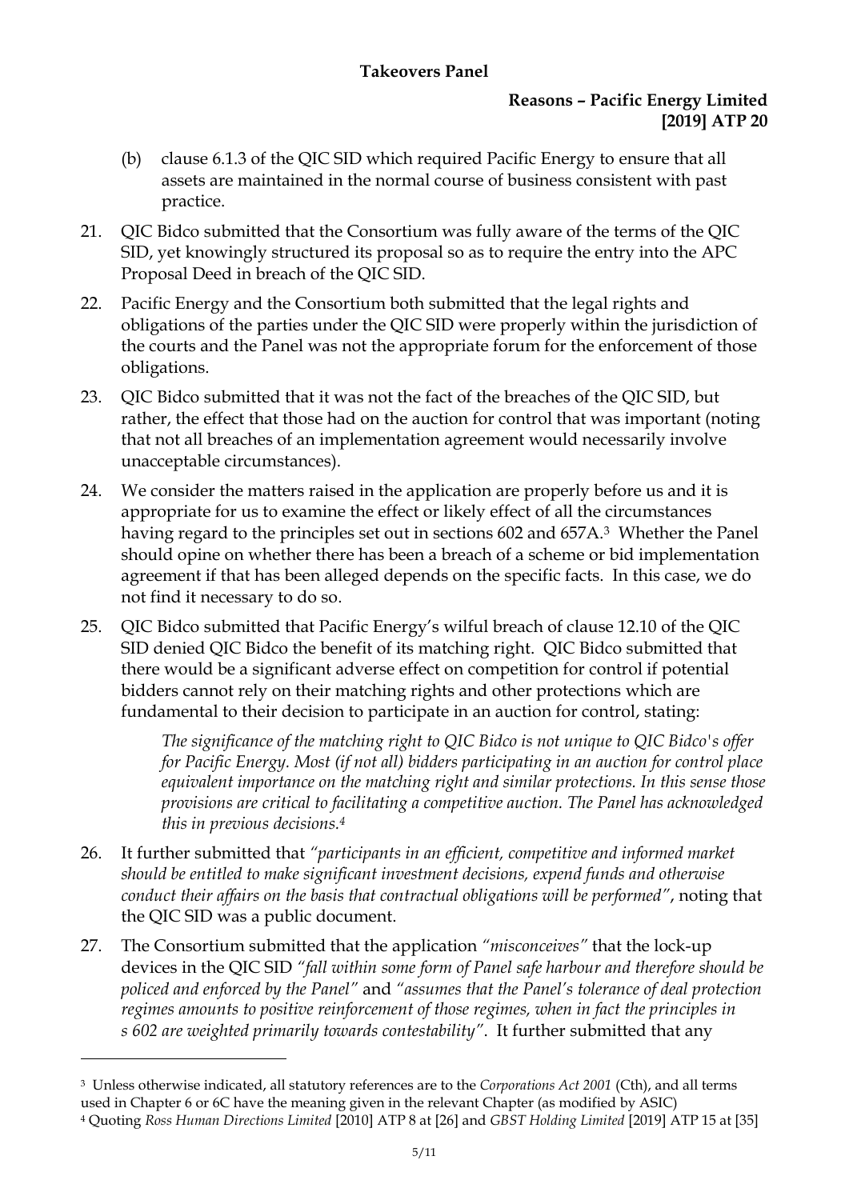(b) clause 6.1.3 of the QIC SID which required Pacific Energy to ensure that all assets are maintained in the normal course of business consistent with past practice.

21. QIC Bidco submitted that the Consortium was fully aware of the terms of the QIC SID, yet knowingly structured its proposal so as to require the entry into the APC Proposal Deed in breach of the QIC SID.

22. Pacific Energy and the Consortium both submitted that the legal rights and obligations of the parties under the QIC SID were properly within the jurisdiction of the courts and the Panel was not the appropriate forum for the enforcement of those obligations.

23. QIC Bidco submitted that it was not the fact of the breaches of the QIC SID, but rather, the effect that those had on the auction for control that was important (noting that not all breaches of an implementation agreement would necessarily involve unacceptable circumstances).

24. We consider the matters raised in the application are properly before us and it is appropriate for us to examine the effect or likely effect of all the circumstances having regard to the principles set out in sections 602 and 657A.[3] Whether the Panel should opine on whether there has been a breach of a scheme or bid implementation agreement if that has been alleged depends on the specific facts. In this case, we do not find it necessary to do so.

25. QIC Bidco submitted that Pacific Energy's wilful breach of clause 12.10 of the QIC SID denied QIC Bidco the benefit of its matching right. QIC Bidco submitted that there would be a significant adverse effect on competition for control if potential bidders cannot rely on their matching rights and other protections which are fundamental to their decision to participate in an auction for control, stating:

> *The significance of the matching right to QIC Bidco is not unique to QIC Bidco's offer for Pacific Energy. Most (if not all) bidders participating in an auction for control place equivalent importance on the matching right and similar protections. In this sense those provisions are critical to facilitating a competitive auction. The Panel has acknowledged this in previous decisions.*[4]

26. It further submitted that *"participants in an efficient, competitive and informed market should be entitled to make significant investment decisions, expend funds and otherwise conduct their affairs on the basis that contractual obligations will be performed"*, noting that the QIC SID was a public document.

27. The Consortium submitted that the application *"misconceives"* that the lock-up devices in the QIC SID *"fall within some form of Panel safe harbour and therefore should be policed and enforced by the Panel"* and *"assumes that the Panel's tolerance of deal protection regimes amounts to positive reinforcement of those regimes, when in fact the principles in s 602 are weighted primarily towards contestability"*. It further submitted that any

---

[3] Unless otherwise indicated, all statutory references are to the *Corporations Act 2001* (Cth), and all terms used in Chapter 6 or 6C have the meaning given in the relevant Chapter (as modified by ASIC)

[4] Quoting *Ross Human Directions Limited* [2010] ATP 8 at [26] and *GBST Holding Limited* [2019] ATP 15 at [35]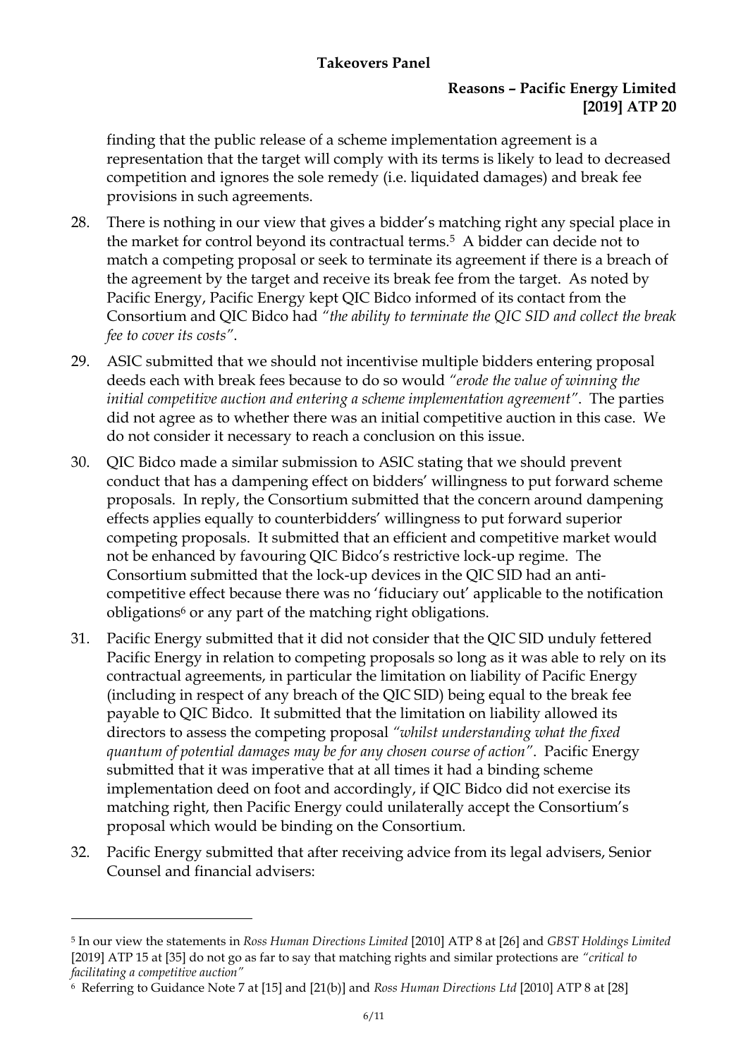finding that the public release of a scheme implementation agreement is a representation that the target will comply with its terms is likely to lead to decreased competition and ignores the sole remedy (i.e. liquidated damages) and break fee provisions in such agreements.

28. There is nothing in our view that gives a bidder's matching right any special place in the market for control beyond its contractual terms.[5] A bidder can decide not to match a competing proposal or seek to terminate its agreement if there is a breach of the agreement by the target and receive its break fee from the target. As noted by Pacific Energy, Pacific Energy kept QIC Bidco informed of its contact from the Consortium and QIC Bidco had *"the ability to terminate the QIC SID and collect the break fee to cover its costs"*.

29. ASIC submitted that we should not incentivise multiple bidders entering proposal deeds each with break fees because to do so would *"erode the value of winning the initial competitive auction and entering a scheme implementation agreement"*. The parties did not agree as to whether there was an initial competitive auction in this case. We do not consider it necessary to reach a conclusion on this issue.

30. QIC Bidco made a similar submission to ASIC stating that we should prevent conduct that has a dampening effect on bidders' willingness to put forward scheme proposals. In reply, the Consortium submitted that the concern around dampening effects applies equally to counterbidders' willingness to put forward superior competing proposals. It submitted that an efficient and competitive market would not be enhanced by favouring QIC Bidco's restrictive lock-up regime. The Consortium submitted that the lock-up devices in the QIC SID had an anti-competitive effect because there was no 'fiduciary out' applicable to the notification obligations[6] or any part of the matching right obligations.

31. Pacific Energy submitted that it did not consider that the QIC SID unduly fettered Pacific Energy in relation to competing proposals so long as it was able to rely on its contractual agreements, in particular the limitation on liability of Pacific Energy (including in respect of any breach of the QIC SID) being equal to the break fee payable to QIC Bidco. It submitted that the limitation on liability allowed its directors to assess the competing proposal *"whilst understanding what the fixed quantum of potential damages may be for any chosen course of action"*. Pacific Energy submitted that it was imperative that at all times it had a binding scheme implementation deed on foot and accordingly, if QIC Bidco did not exercise its matching right, then Pacific Energy could unilaterally accept the Consortium's proposal which would be binding on the Consortium.

32. Pacific Energy submitted that after receiving advice from its legal advisers, Senior Counsel and financial advisers:

---

[5] In our view the statements in *Ross Human Directions Limited* [2010] ATP 8 at [26] and *GBST Holdings Limited* [2019] ATP 15 at [35] do not go as far to say that matching rights and similar protections are *"critical to facilitating a competitive auction"*

[6] Referring to Guidance Note 7 at [15] and [21(b)] and *Ross Human Directions Ltd* [2010] ATP 8 at [28]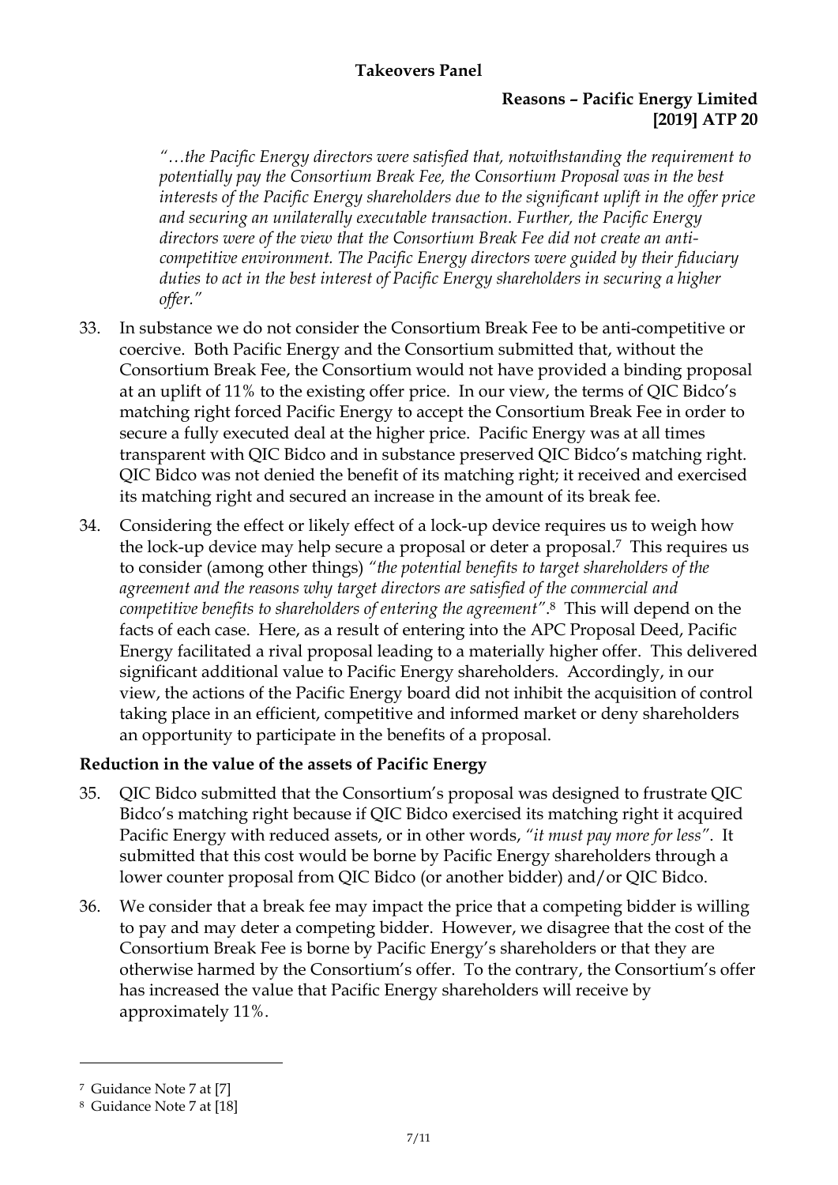*"…the Pacific Energy directors were satisfied that, notwithstanding the requirement to potentially pay the Consortium Break Fee, the Consortium Proposal was in the best interests of the Pacific Energy shareholders due to the significant uplift in the offer price and securing an unilaterally executable transaction. Further, the Pacific Energy directors were of the view that the Consortium Break Fee did not create an anti-competitive environment. The Pacific Energy directors were guided by their fiduciary duties to act in the best interest of Pacific Energy shareholders in securing a higher offer."*

33. In substance we do not consider the Consortium Break Fee to be anti-competitive or coercive. Both Pacific Energy and the Consortium submitted that, without the Consortium Break Fee, the Consortium would not have provided a binding proposal at an uplift of 11% to the existing offer price. In our view, the terms of QIC Bidco's matching right forced Pacific Energy to accept the Consortium Break Fee in order to secure a fully executed deal at the higher price. Pacific Energy was at all times transparent with QIC Bidco and in substance preserved QIC Bidco's matching right. QIC Bidco was not denied the benefit of its matching right; it received and exercised its matching right and secured an increase in the amount of its break fee.

34. Considering the effect or likely effect of a lock-up device requires us to weigh how the lock-up device may help secure a proposal or deter a proposal.[7] This requires us to consider (among other things) *"the potential benefits to target shareholders of the agreement and the reasons why target directors are satisfied of the commercial and competitive benefits to shareholders of entering the agreement"*.[8] This will depend on the facts of each case. Here, as a result of entering into the APC Proposal Deed, Pacific Energy facilitated a rival proposal leading to a materially higher offer. This delivered significant additional value to Pacific Energy shareholders. Accordingly, in our view, the actions of the Pacific Energy board did not inhibit the acquisition of control taking place in an efficient, competitive and informed market or deny shareholders an opportunity to participate in the benefits of a proposal.

**Reduction in the value of the assets of Pacific Energy**

35. QIC Bidco submitted that the Consortium's proposal was designed to frustrate QIC Bidco's matching right because if QIC Bidco exercised its matching right it acquired Pacific Energy with reduced assets, or in other words, *"it must pay more for less"*. It submitted that this cost would be borne by Pacific Energy shareholders through a lower counter proposal from QIC Bidco (or another bidder) and/or QIC Bidco.

36. We consider that a break fee may impact the price that a competing bidder is willing to pay and may deter a competing bidder. However, we disagree that the cost of the Consortium Break Fee is borne by Pacific Energy's shareholders or that they are otherwise harmed by the Consortium's offer. To the contrary, the Consortium's offer has increased the value that Pacific Energy shareholders will receive by approximately 11%.

[7] Guidance Note 7 at [7]

[8] Guidance Note 7 at [18]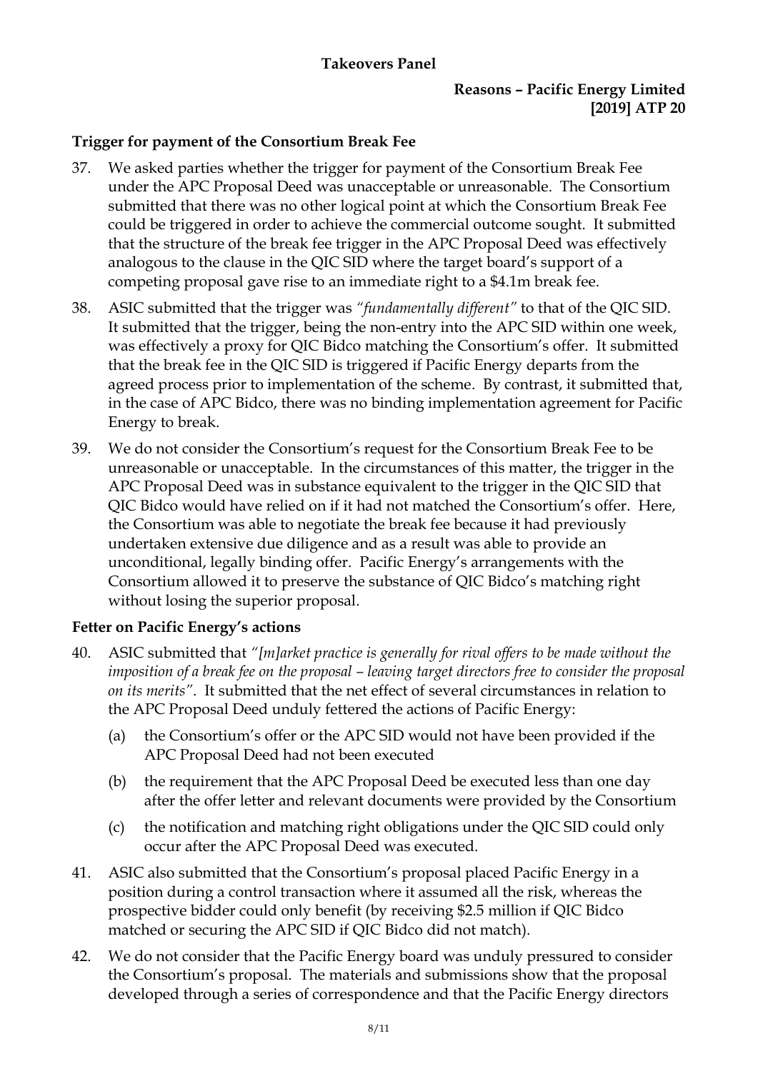### Trigger for payment of the Consortium Break Fee

37. We asked parties whether the trigger for payment of the Consortium Break Fee under the APC Proposal Deed was unacceptable or unreasonable. The Consortium submitted that there was no other logical point at which the Consortium Break Fee could be triggered in order to achieve the commercial outcome sought. It submitted that the structure of the break fee trigger in the APC Proposal Deed was effectively analogous to the clause in the QIC SID where the target board's support of a competing proposal gave rise to an immediate right to a $4.1m break fee.

38. ASIC submitted that the trigger was *"fundamentally different"* to that of the QIC SID. It submitted that the trigger, being the non-entry into the APC SID within one week, was effectively a proxy for QIC Bidco matching the Consortium's offer. It submitted that the break fee in the QIC SID is triggered if Pacific Energy departs from the agreed process prior to implementation of the scheme. By contrast, it submitted that, in the case of APC Bidco, there was no binding implementation agreement for Pacific Energy to break.

39. We do not consider the Consortium's request for the Consortium Break Fee to be unreasonable or unacceptable. In the circumstances of this matter, the trigger in the APC Proposal Deed was in substance equivalent to the trigger in the QIC SID that QIC Bidco would have relied on if it had not matched the Consortium's offer. Here, the Consortium was able to negotiate the break fee because it had previously undertaken extensive due diligence and as a result was able to provide an unconditional, legally binding offer. Pacific Energy's arrangements with the Consortium allowed it to preserve the substance of QIC Bidco's matching right without losing the superior proposal.

### Fetter on Pacific Energy's actions

40. ASIC submitted that *"[m]arket practice is generally for rival offers to be made without the imposition of a break fee on the proposal – leaving target directors free to consider the proposal on its merits"*. It submitted that the net effect of several circumstances in relation to the APC Proposal Deed unduly fettered the actions of Pacific Energy:

    (a) the Consortium's offer or the APC SID would not have been provided if the APC Proposal Deed had not been executed

    (b) the requirement that the APC Proposal Deed be executed less than one day after the offer letter and relevant documents were provided by the Consortium

    (c) the notification and matching right obligations under the QIC SID could only occur after the APC Proposal Deed was executed.

41. ASIC also submitted that the Consortium's proposal placed Pacific Energy in a position during a control transaction where it assumed all the risk, whereas the prospective bidder could only benefit (by receiving $2.5 million if QIC Bidco matched or securing the APC SID if QIC Bidco did not match).

42. We do not consider that the Pacific Energy board was unduly pressured to consider the Consortium's proposal. The materials and submissions show that the proposal developed through a series of correspondence and that the Pacific Energy directors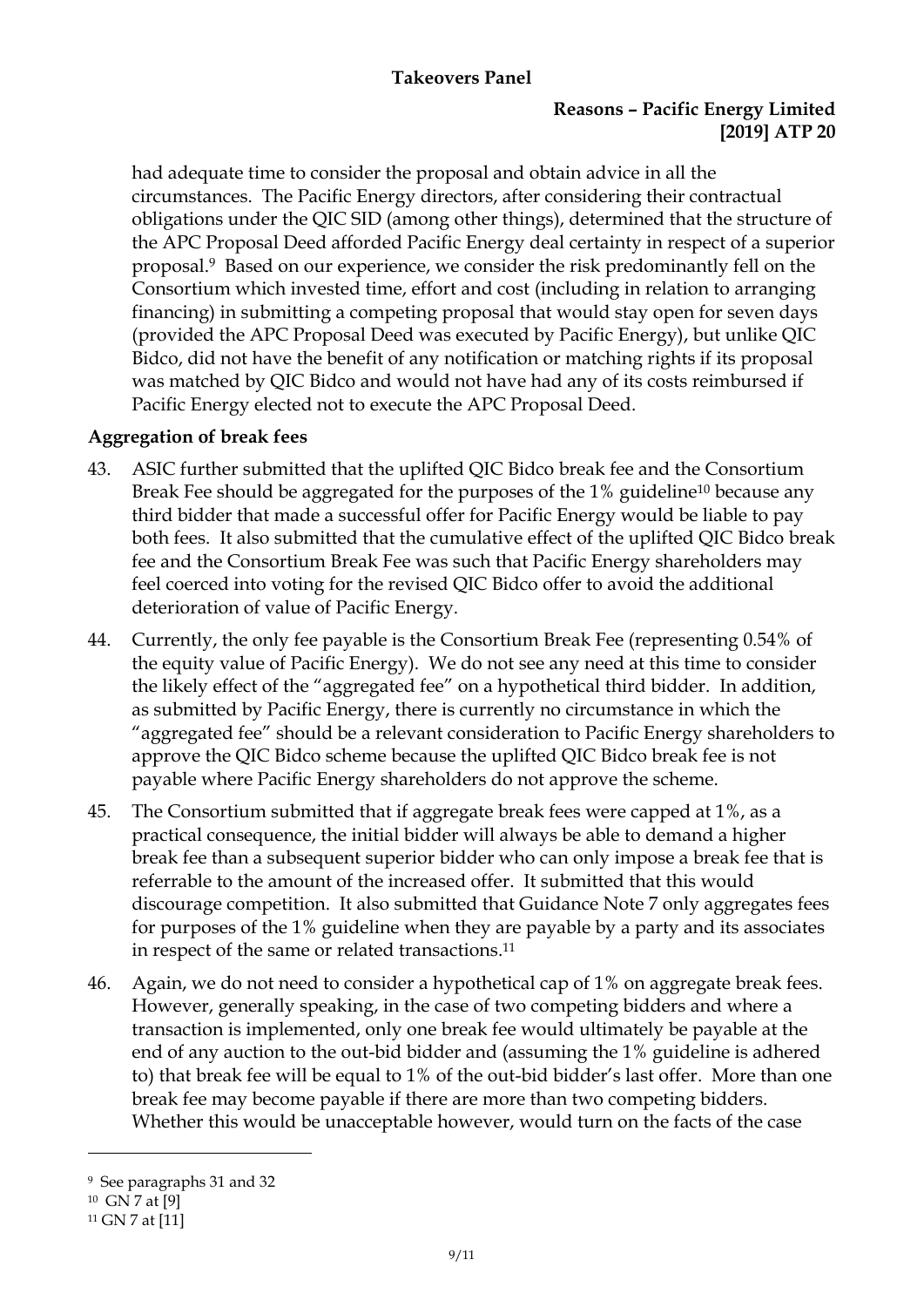had adequate time to consider the proposal and obtain advice in all the circumstances. The Pacific Energy directors, after considering their contractual obligations under the QIC SID (among other things), determined that the structure of the APC Proposal Deed afforded Pacific Energy deal certainty in respect of a superior proposal.[9] Based on our experience, we consider the risk predominantly fell on the Consortium which invested time, effort and cost (including in relation to arranging financing) in submitting a competing proposal that would stay open for seven days (provided the APC Proposal Deed was executed by Pacific Energy), but unlike QIC Bidco, did not have the benefit of any notification or matching rights if its proposal was matched by QIC Bidco and would not have had any of its costs reimbursed if Pacific Energy elected not to execute the APC Proposal Deed.

**Aggregation of break fees**

43. ASIC further submitted that the uplifted QIC Bidco break fee and the Consortium Break Fee should be aggregated for the purposes of the 1% guideline[10] because any third bidder that made a successful offer for Pacific Energy would be liable to pay both fees. It also submitted that the cumulative effect of the uplifted QIC Bidco break fee and the Consortium Break Fee was such that Pacific Energy shareholders may feel coerced into voting for the revised QIC Bidco offer to avoid the additional deterioration of value of Pacific Energy.

44. Currently, the only fee payable is the Consortium Break Fee (representing 0.54% of the equity value of Pacific Energy). We do not see any need at this time to consider the likely effect of the "aggregated fee" on a hypothetical third bidder. In addition, as submitted by Pacific Energy, there is currently no circumstance in which the "aggregated fee" should be a relevant consideration to Pacific Energy shareholders to approve the QIC Bidco scheme because the uplifted QIC Bidco break fee is not payable where Pacific Energy shareholders do not approve the scheme.

45. The Consortium submitted that if aggregate break fees were capped at 1%, as a practical consequence, the initial bidder will always be able to demand a higher break fee than a subsequent superior bidder who can only impose a break fee that is referrable to the amount of the increased offer. It submitted that this would discourage competition. It also submitted that Guidance Note 7 only aggregates fees for purposes of the 1% guideline when they are payable by a party and its associates in respect of the same or related transactions.[11]

46. Again, we do not need to consider a hypothetical cap of 1% on aggregate break fees. However, generally speaking, in the case of two competing bidders and where a transaction is implemented, only one break fee would ultimately be payable at the end of any auction to the out-bid bidder and (assuming the 1% guideline is adhered to) that break fee will be equal to 1% of the out-bid bidder's last offer. More than one break fee may become payable if there are more than two competing bidders. Whether this would be unacceptable however, would turn on the facts of the case

---

[9] See paragraphs 31 and 32

[10] GN 7 at [9]

[11] GN 7 at [11]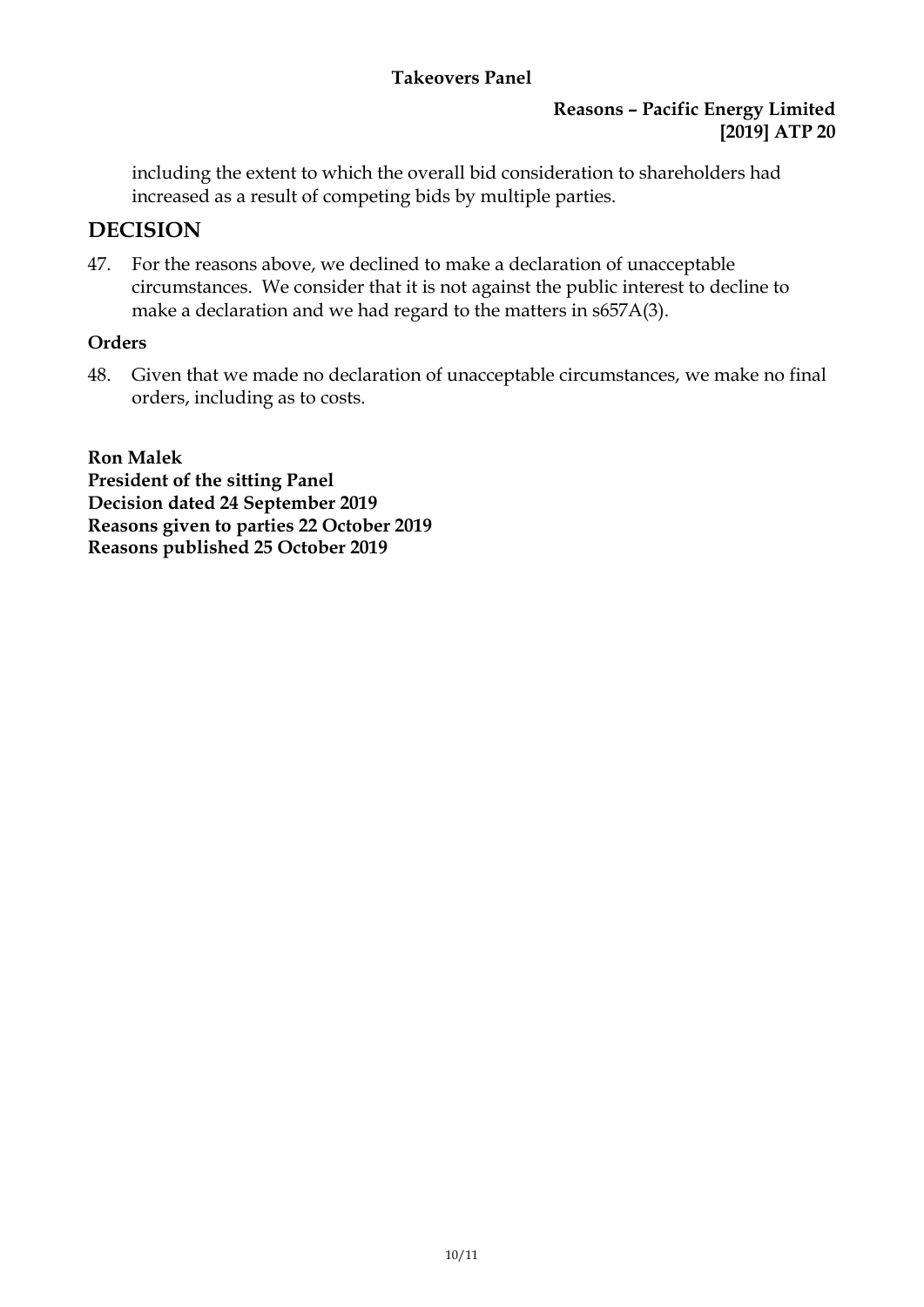including the extent to which the overall bid consideration to shareholders had increased as a result of competing bids by multiple parties.

## DECISION

47. For the reasons above, we declined to make a declaration of unacceptable circumstances. We consider that it is not against the public interest to decline to make a declaration and we had regard to the matters in s657A(3).

### Orders

48. Given that we made no declaration of unacceptable circumstances, we make no final orders, including as to costs.

**Ron Malek**
**President of the sitting Panel**
**Decision dated 24 September 2019**
**Reasons given to parties 22 October 2019**
**Reasons published 25 October 2019**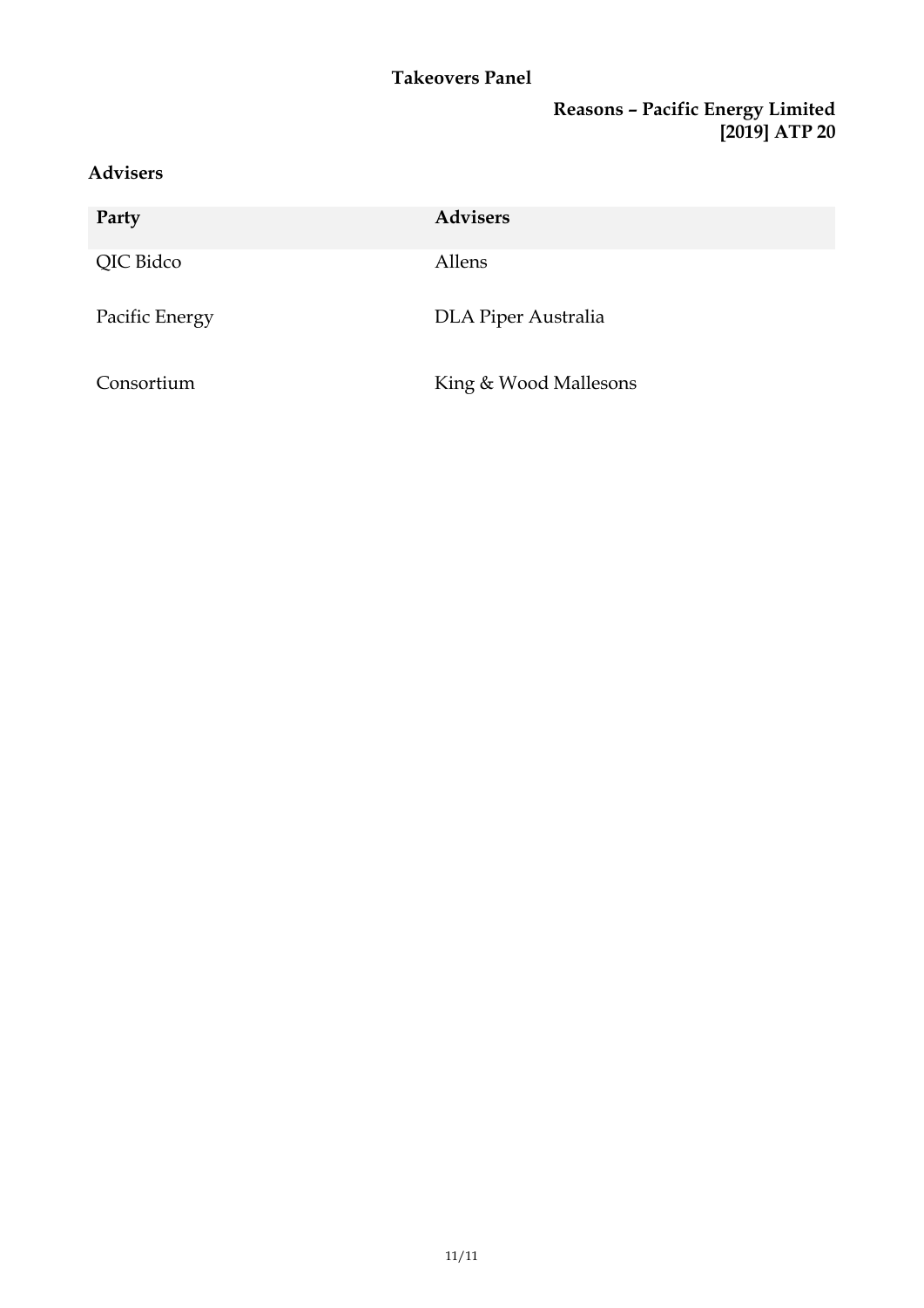## Advisers

| Party | Advisers |
| --- | --- |
| QIC Bidco | Allens |
| Pacific Energy | DLA Piper Australia |
| Consortium | King & Wood Mallesons |